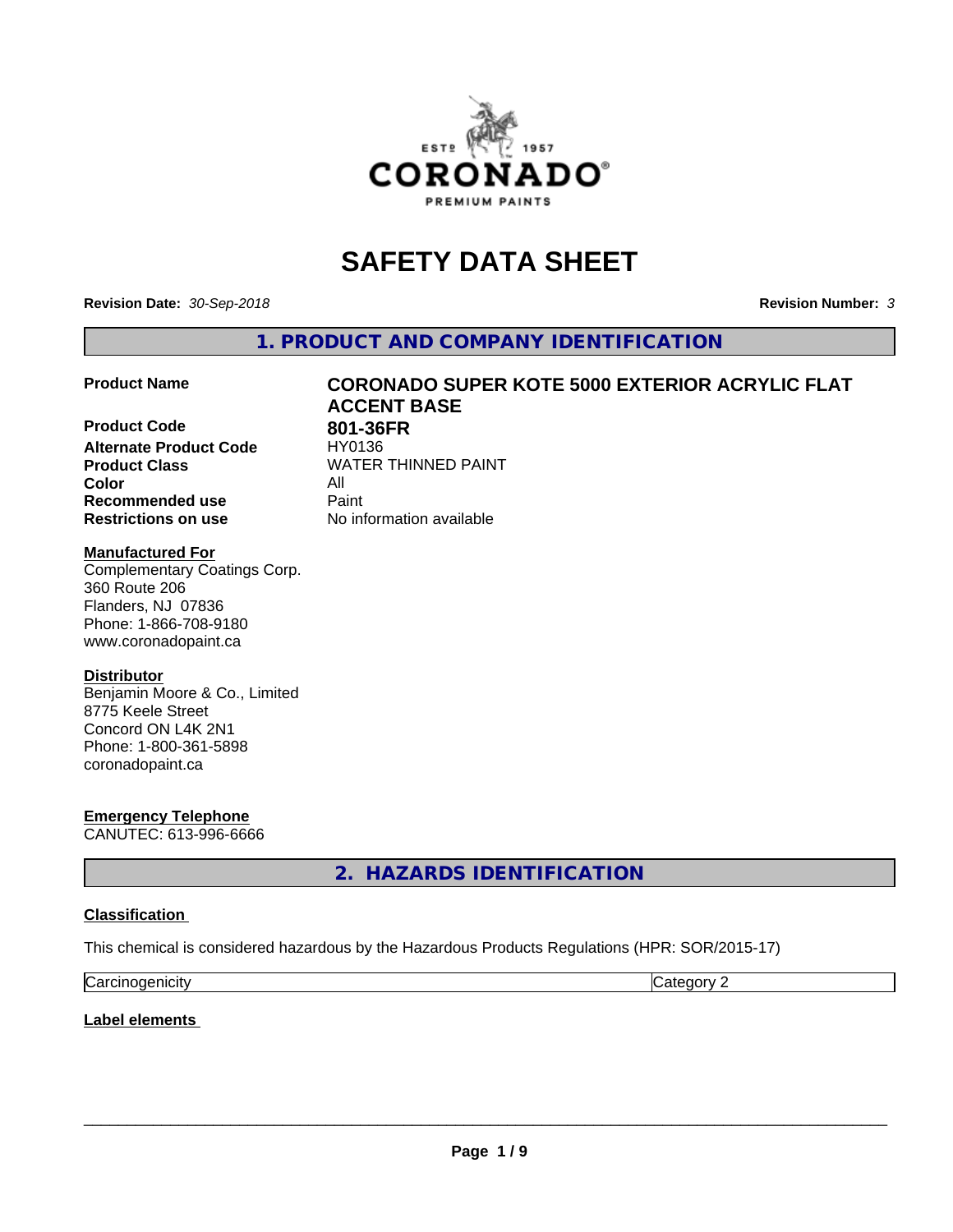# SAFETY DATA SHEET

**Revision Date:** *30-Sep-2018*

**Revision Number:** *3*

## 1. PRODUCT AND COMPANY IDENTIFICATION

| | |
|---|---|
| **Product Name** | **CORONADO SUPER KOTE 5000 EXTERIOR ACRYLIC FLAT ACCENT BASE** |
| **Product Code** | **801-36FR** |
| **Alternate Product Code** | HY0136 |
| **Product Class** | WATER THINNED PAINT |
| **Color** | All |
| **Recommended use** | Paint |
| **Restrictions on use** | No information available |

**Manufactured For**
Complementary Coatings Corp.
360 Route 206
Flanders, NJ 07836
Phone: 1-866-708-9180
www.coronadopaint.ca

**Distributor**
Benjamin Moore & Co., Limited
8775 Keele Street
Concord ON L4K 2N1
Phone: 1-800-361-5898
coronadopaint.ca

**Emergency Telephone**
CANUTEC: 613-996-6666

## 2. HAZARDS IDENTIFICATION

**Classification**

This chemical is considered hazardous by the Hazardous Products Regulations (HPR: SOR/2015-17)

| | |
|---|---|
| Carcinogenicity | Category 2 |

**Label elements**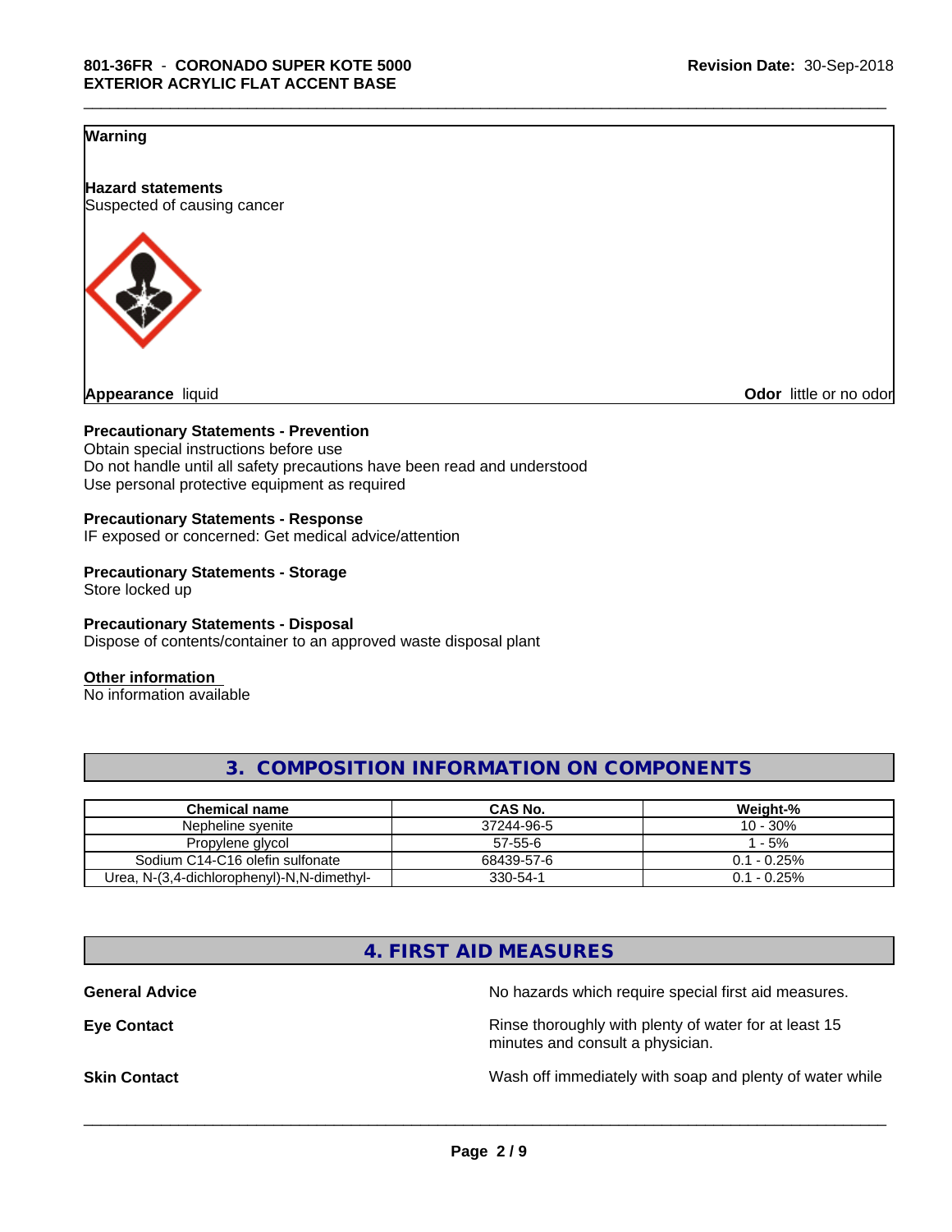**Warning**

**Hazard statements**
Suspected of causing cancer

**Appearance** liquid **Odor** little or no odor

**Precautionary Statements - Prevention**
Obtain special instructions before use
Do not handle until all safety precautions have been read and understood
Use personal protective equipment as required

**Precautionary Statements - Response**
IF exposed or concerned: Get medical advice/attention

**Precautionary Statements - Storage**
Store locked up

**Precautionary Statements - Disposal**
Dispose of contents/container to an approved waste disposal plant

**Other information**
No information available

## 3. COMPOSITION INFORMATION ON COMPONENTS

| Chemical name | CAS No. | Weight-% |
|---|---|---|
| Nepheline syenite | 37244-96-5 | 10 - 30% |
| Propylene glycol | 57-55-6 | 1 - 5% |
| Sodium C14-C16 olefin sulfonate | 68439-57-6 | 0.1 - 0.25% |
| Urea, N-(3,4-dichlorophenyl)-N,N-dimethyl- | 330-54-1 | 0.1 - 0.25% |

## 4. FIRST AID MEASURES

**General Advice** No hazards which require special first aid measures.

**Eye Contact** Rinse thoroughly with plenty of water for at least 15 minutes and consult a physician.

**Skin Contact** Wash off immediately with soap and plenty of water while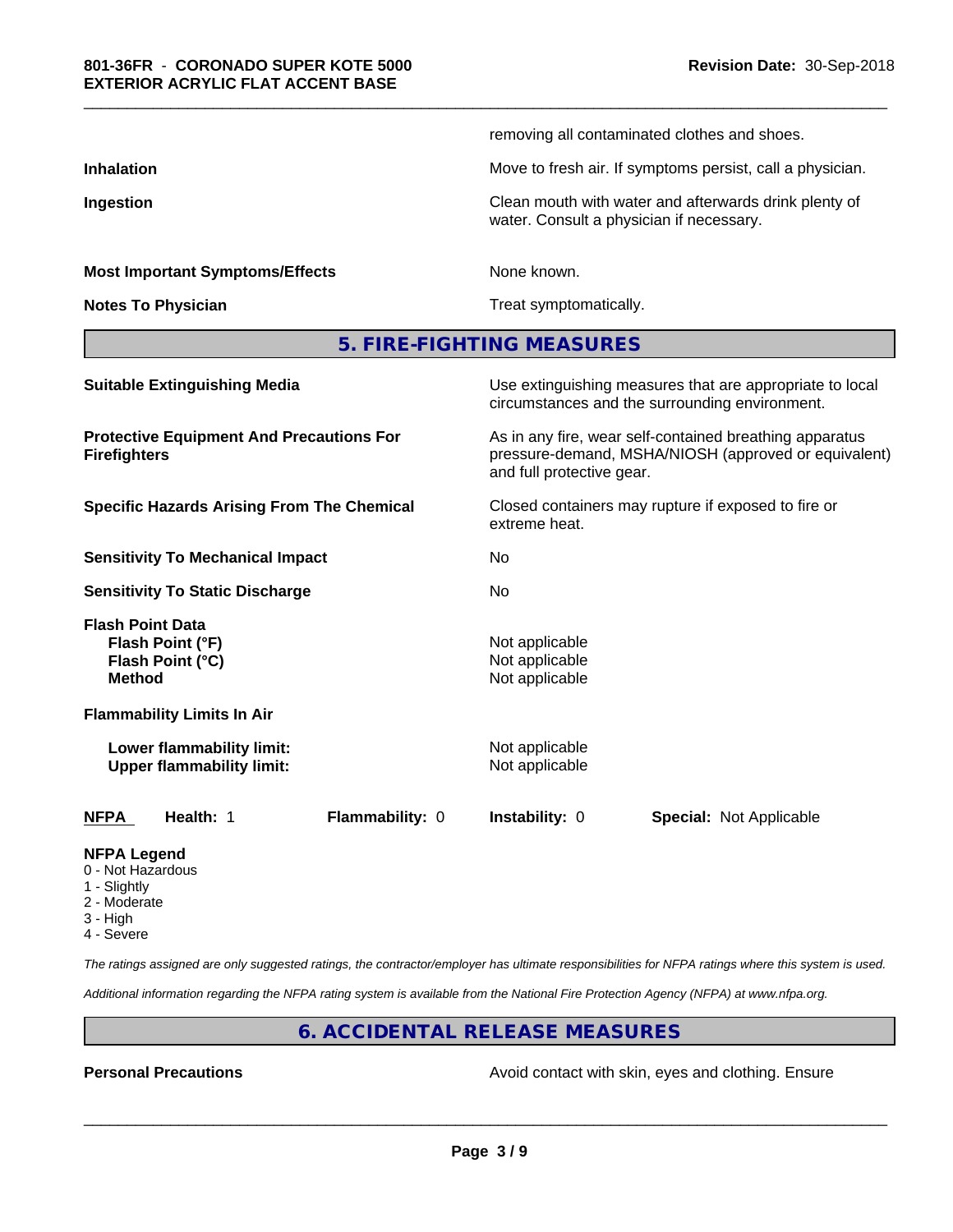removing all contaminated clothes and shoes.

| | |
|---|---|
| **Inhalation** | Move to fresh air. If symptoms persist, call a physician. |
| **Ingestion** | Clean mouth with water and afterwards drink plenty of water. Consult a physician if necessary. |
| **Most Important Symptoms/Effects** | None known. |
| **Notes To Physician** | Treat symptomatically. |

## 5. FIRE-FIGHTING MEASURES

| | |
|---|---|
| **Suitable Extinguishing Media** | Use extinguishing measures that are appropriate to local circumstances and the surrounding environment. |
| **Protective Equipment And Precautions For Firefighters** | As in any fire, wear self-contained breathing apparatus pressure-demand, MSHA/NIOSH (approved or equivalent) and full protective gear. |
| **Specific Hazards Arising From The Chemical** | Closed containers may rupture if exposed to fire or extreme heat. |
| **Sensitivity To Mechanical Impact** | No |
| **Sensitivity To Static Discharge** | No |

**Flash Point Data**

| | |
|---|---|
| **Flash Point (°F)** | Not applicable |
| **Flash Point (°C)** | Not applicable |
| **Method** | Not applicable |

**Flammability Limits In Air**

| | |
|---|---|
| **Lower flammability limit:** | Not applicable |
| **Upper flammability limit:** | Not applicable |

| **NFPA** | **Health:** 1 | **Flammability:** 0 | **Instability:** 0 | **Special:** Not Applicable |
|---|---|---|---|---|

**NFPA Legend**
- 0 - Not Hazardous
- 1 - Slightly
- 2 - Moderate
- 3 - High
- 4 - Severe

*The ratings assigned are only suggested ratings, the contractor/employer has ultimate responsibilities for NFPA ratings where this system is used.*

*Additional information regarding the NFPA rating system is available from the National Fire Protection Agency (NFPA) at www.nfpa.org.*

## 6. ACCIDENTAL RELEASE MEASURES

| | |
|---|---|
| **Personal Precautions** | Avoid contact with skin, eyes and clothing. Ensure |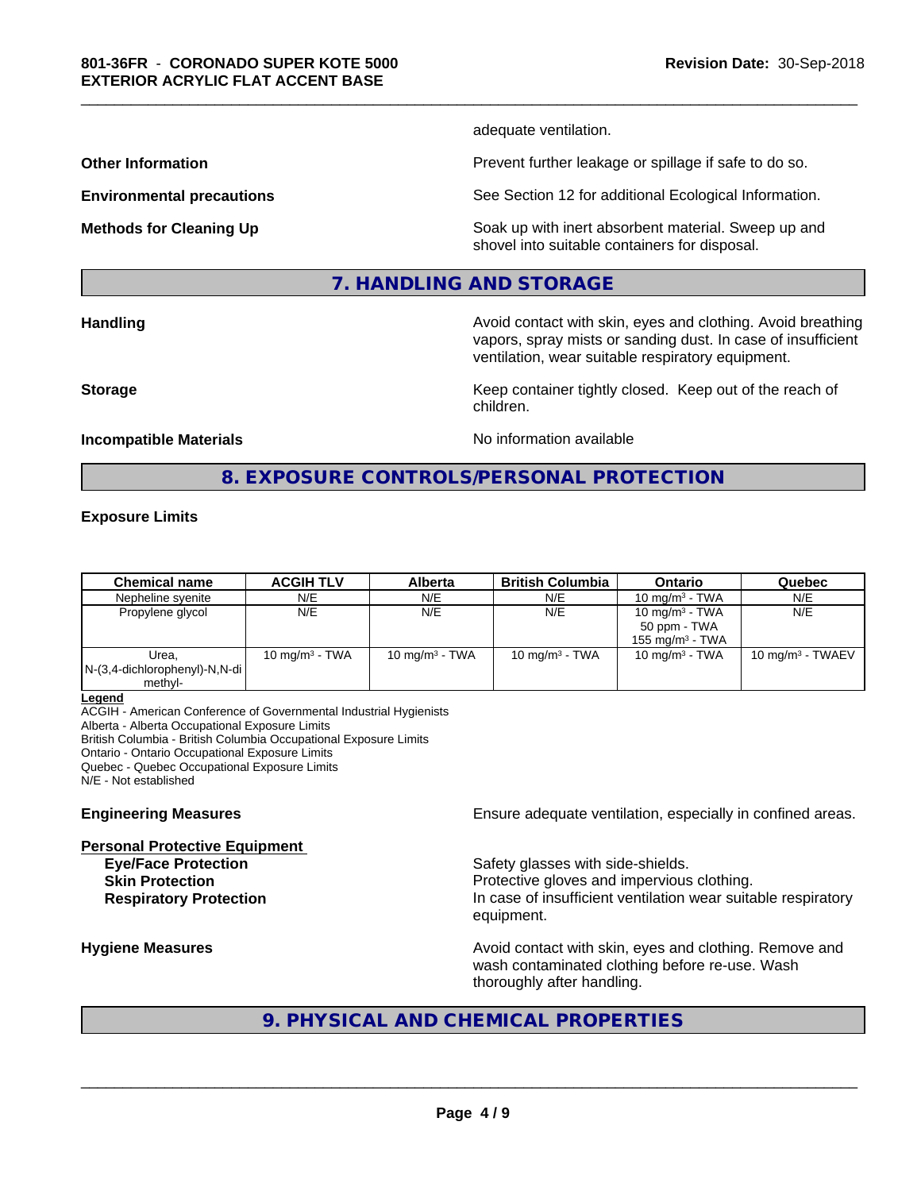adequate ventilation.

**Other Information** Prevent further leakage or spillage if safe to do so.

**Environmental precautions** See Section 12 for additional Ecological Information.

**Methods for Cleaning Up** Soak up with inert absorbent material. Sweep up and shovel into suitable containers for disposal.

## 7. HANDLING AND STORAGE

**Handling** Avoid contact with skin, eyes and clothing. Avoid breathing vapors, spray mists or sanding dust. In case of insufficient ventilation, wear suitable respiratory equipment.

**Storage** Keep container tightly closed. Keep out of the reach of children.

**Incompatible Materials** No information available

## 8. EXPOSURE CONTROLS/PERSONAL PROTECTION

**Exposure Limits**

| Chemical name | ACGIH TLV | Alberta | British Columbia | Ontario | Quebec |
|---|---|---|---|---|---|
| Nepheline syenite | N/E | N/E | N/E | 10 mg/m³ - TWA | N/E |
| Propylene glycol | N/E | N/E | N/E | 10 mg/m³ - TWA<br>50 ppm - TWA<br>155 mg/m³ - TWA | N/E |
| Urea, N-(3,4-dichlorophenyl)-N,N-di methyl- | 10 mg/m³ - TWA | 10 mg/m³ - TWA | 10 mg/m³ - TWA | 10 mg/m³ - TWA | 10 mg/m³ - TWAEV |

**Legend**
ACGIH - American Conference of Governmental Industrial Hygienists
Alberta - Alberta Occupational Exposure Limits
British Columbia - British Columbia Occupational Exposure Limits
Ontario - Ontario Occupational Exposure Limits
Quebec - Quebec Occupational Exposure Limits
N/E - Not established

**Engineering Measures** Ensure adequate ventilation, especially in confined areas.

**Personal Protective Equipment**

**Eye/Face Protection** Safety glasses with side-shields.
**Skin Protection** Protective gloves and impervious clothing.
**Respiratory Protection** In case of insufficient ventilation wear suitable respiratory equipment.

**Hygiene Measures** Avoid contact with skin, eyes and clothing. Remove and wash contaminated clothing before re-use. Wash thoroughly after handling.

## 9. PHYSICAL AND CHEMICAL PROPERTIES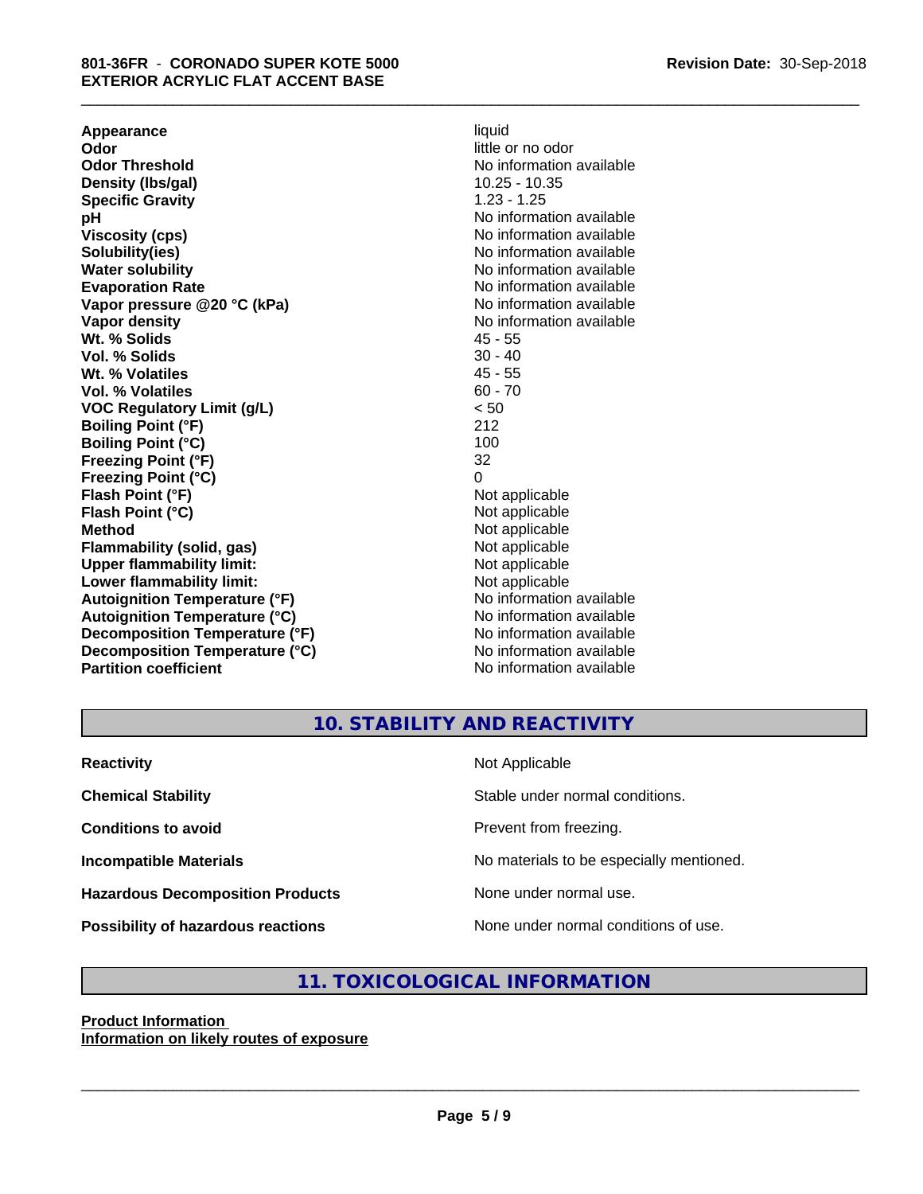| | |
|---|---|
| **Appearance** | liquid |
| **Odor** | little or no odor |
| **Odor Threshold** | No information available |
| **Density (lbs/gal)** | 10.25 - 10.35 |
| **Specific Gravity** | 1.23 - 1.25 |
| **pH** | No information available |
| **Viscosity (cps)** | No information available |
| **Solubility(ies)** | No information available |
| **Water solubility** | No information available |
| **Evaporation Rate** | No information available |
| **Vapor pressure @20 °C (kPa)** | No information available |
| **Vapor density** | No information available |
| **Wt. % Solids** | 45 - 55 |
| **Vol. % Solids** | 30 - 40 |
| **Wt. % Volatiles** | 45 - 55 |
| **Vol. % Volatiles** | 60 - 70 |
| **VOC Regulatory Limit (g/L)** | < 50 |
| **Boiling Point (°F)** | 212 |
| **Boiling Point (°C)** | 100 |
| **Freezing Point (°F)** | 32 |
| **Freezing Point (°C)** | 0 |
| **Flash Point (°F)** | Not applicable |
| **Flash Point (°C)** | Not applicable |
| **Method** | Not applicable |
| **Flammability (solid, gas)** | Not applicable |
| **Upper flammability limit:** | Not applicable |
| **Lower flammability limit:** | Not applicable |
| **Autoignition Temperature (°F)** | No information available |
| **Autoignition Temperature (°C)** | No information available |
| **Decomposition Temperature (°F)** | No information available |
| **Decomposition Temperature (°C)** | No information available |
| **Partition coefficient** | No information available |

## 10. STABILITY AND REACTIVITY

| | |
|---|---|
| **Reactivity** | Not Applicable |
| **Chemical Stability** | Stable under normal conditions. |
| **Conditions to avoid** | Prevent from freezing. |
| **Incompatible Materials** | No materials to be especially mentioned. |
| **Hazardous Decomposition Products** | None under normal use. |
| **Possibility of hazardous reactions** | None under normal conditions of use. |

## 11. TOXICOLOGICAL INFORMATION

**Product Information**

**Information on likely routes of exposure**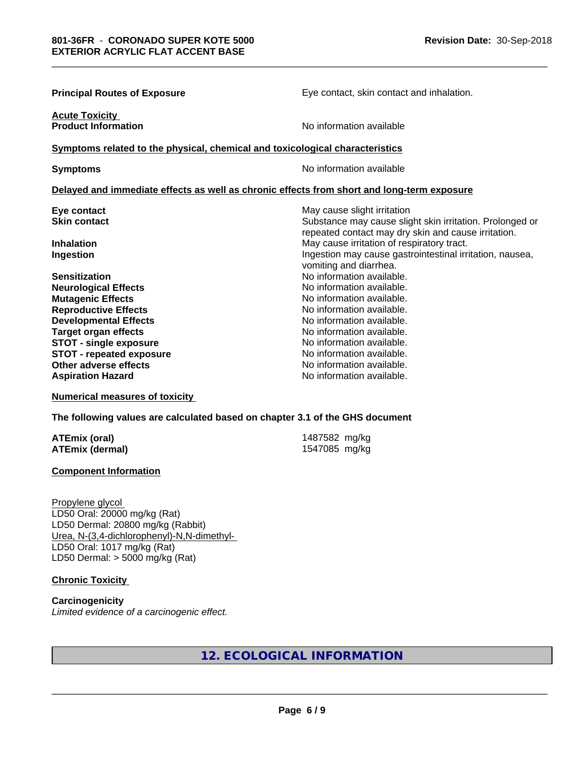**Principal Routes of Exposure** Eye contact, skin contact and inhalation.

**Acute Toxicity**

**Product Information** No information available

**Symptoms related to the physical, chemical and toxicological characteristics**

**Symptoms** No information available

**Delayed and immediate effects as well as chronic effects from short and long-term exposure**

| | |
|---|---|
| **Eye contact** | May cause slight irritation |
| **Skin contact** | Substance may cause slight skin irritation. Prolonged or repeated contact may dry skin and cause irritation. |
| **Inhalation** | May cause irritation of respiratory tract. |
| **Ingestion** | Ingestion may cause gastrointestinal irritation, nausea, vomiting and diarrhea. |
| **Sensitization** | No information available. |
| **Neurological Effects** | No information available. |
| **Mutagenic Effects** | No information available. |
| **Reproductive Effects** | No information available. |
| **Developmental Effects** | No information available. |
| **Target organ effects** | No information available. |
| **STOT - single exposure** | No information available. |
| **STOT - repeated exposure** | No information available. |
| **Other adverse effects** | No information available. |
| **Aspiration Hazard** | No information available. |

**Numerical measures of toxicity**

**The following values are calculated based on chapter 3.1 of the GHS document**

| | |
|---|---|
| **ATEmix (oral)** | 1487582 mg/kg |
| **ATEmix (dermal)** | 1547085 mg/kg |

**Component Information**

Propylene glycol
LD50 Oral: 20000 mg/kg (Rat)
LD50 Dermal: 20800 mg/kg (Rabbit)
Urea, N-(3,4-dichlorophenyl)-N,N-dimethyl-
LD50 Oral: 1017 mg/kg (Rat)
LD50 Dermal: > 5000 mg/kg (Rat)

**Chronic Toxicity**

**Carcinogenicity**
*Limited evidence of a carcinogenic effect.*

## 12. ECOLOGICAL INFORMATION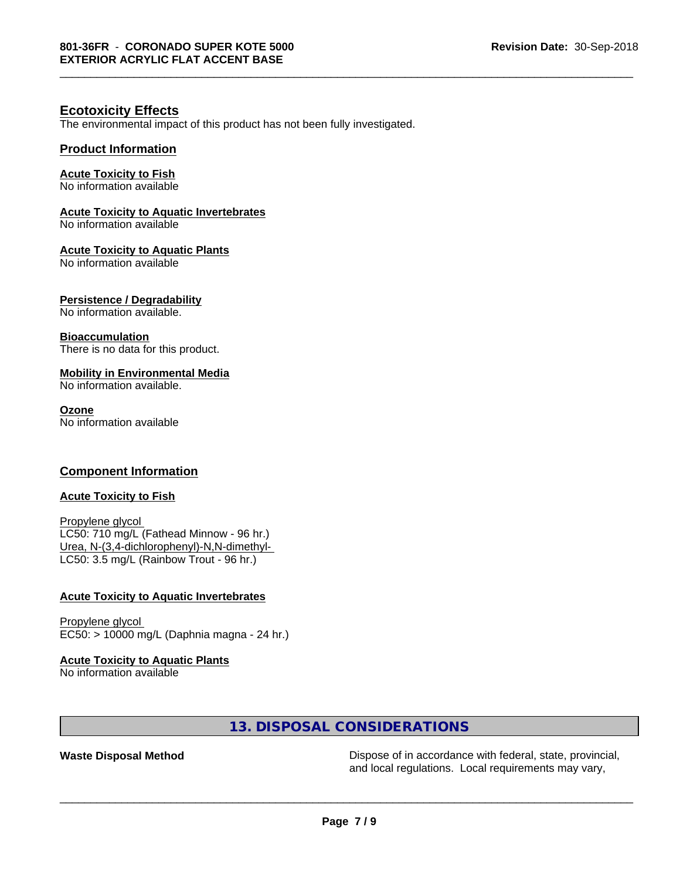## Ecotoxicity Effects

The environmental impact of this product has not been fully investigated.

### Product Information

**Acute Toxicity to Fish**
No information available

**Acute Toxicity to Aquatic Invertebrates**
No information available

**Acute Toxicity to Aquatic Plants**
No information available

**Persistence / Degradability**
No information available.

**Bioaccumulation**
There is no data for this product.

**Mobility in Environmental Media**
No information available.

**Ozone**
No information available

### Component Information

**Acute Toxicity to Fish**

Propylene glycol
LC50: 710 mg/L (Fathead Minnow - 96 hr.)
Urea, N-(3,4-dichlorophenyl)-N,N-dimethyl-
LC50: 3.5 mg/L (Rainbow Trout - 96 hr.)

**Acute Toxicity to Aquatic Invertebrates**

Propylene glycol
EC50: > 10000 mg/L (Daphnia magna - 24 hr.)

**Acute Toxicity to Aquatic Plants**
No information available

## 13. DISPOSAL CONSIDERATIONS

**Waste Disposal Method** Dispose of in accordance with federal, state, provincial, and local regulations. Local requirements may vary,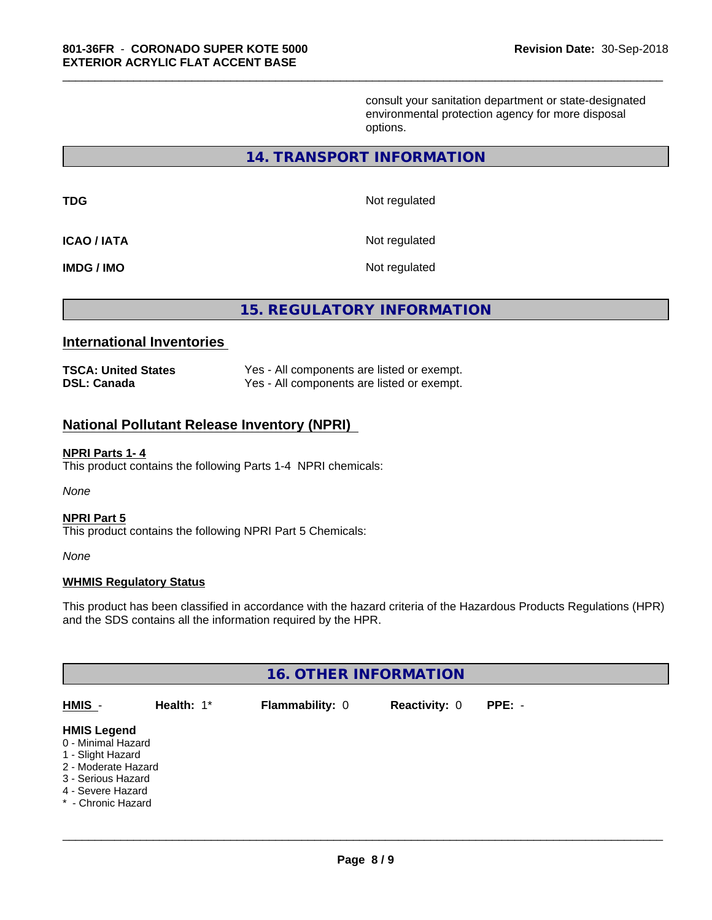consult your sanitation department or state-designated environmental protection agency for more disposal options.

## 14. TRANSPORT INFORMATION

| | |
|---|---|
| **TDG** | Not regulated |
| **ICAO / IATA** | Not regulated |
| **IMDG / IMO** | Not regulated |

## 15. REGULATORY INFORMATION

### International Inventories

| | |
|---|---|
| **TSCA: United States** | Yes - All components are listed or exempt. |
| **DSL: Canada** | Yes - All components are listed or exempt. |

### National Pollutant Release Inventory (NPRI)

**NPRI Parts 1- 4**

This product contains the following Parts 1-4 NPRI chemicals:

*None*

**NPRI Part 5**

This product contains the following NPRI Part 5 Chemicals:

*None*

**WHMIS Regulatory Status**

This product has been classified in accordance with the hazard criteria of the Hazardous Products Regulations (HPR) and the SDS contains all the information required by the HPR.

## 16. OTHER INFORMATION

| **HMIS** - | **Health:** 1* | **Flammability:** 0 | **Reactivity:** 0 | **PPE:** - |
|---|---|---|---|---|

**HMIS Legend**

0 - Minimal Hazard
1 - Slight Hazard
2 - Moderate Hazard
3 - Serious Hazard
4 - Severe Hazard
* - Chronic Hazard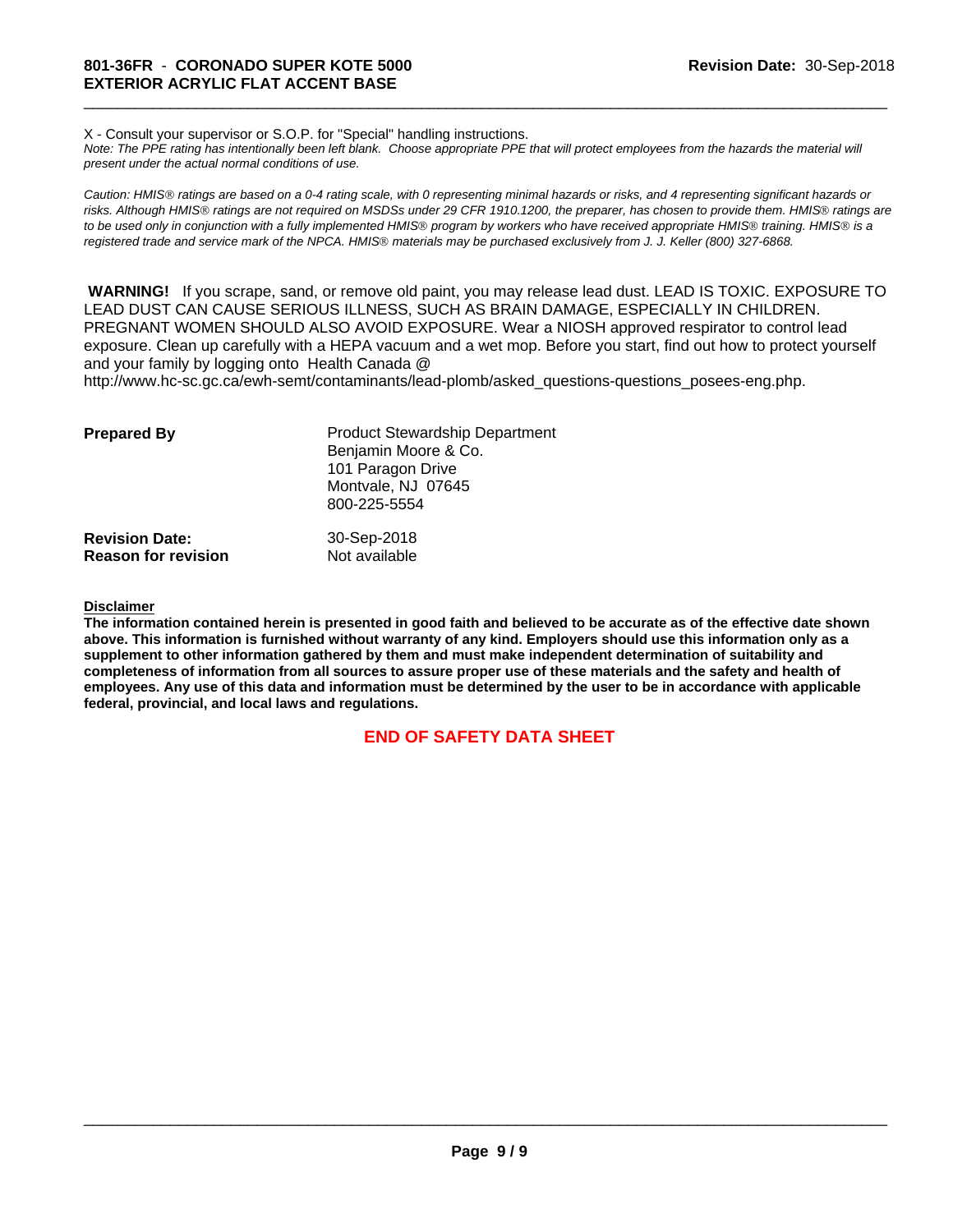X - Consult your supervisor or S.O.P. for "Special" handling instructions.
*Note: The PPE rating has intentionally been left blank. Choose appropriate PPE that will protect employees from the hazards the material will present under the actual normal conditions of use.*

*Caution: HMIS® ratings are based on a 0-4 rating scale, with 0 representing minimal hazards or risks, and 4 representing significant hazards or risks. Although HMIS® ratings are not required on MSDSs under 29 CFR 1910.1200, the preparer, has chosen to provide them. HMIS® ratings are to be used only in conjunction with a fully implemented HMIS® program by workers who have received appropriate HMIS® training. HMIS® is a registered trade and service mark of the NPCA. HMIS® materials may be purchased exclusively from J. J. Keller (800) 327-6868.*

**WARNING!** If you scrape, sand, or remove old paint, you may release lead dust. LEAD IS TOXIC. EXPOSURE TO LEAD DUST CAN CAUSE SERIOUS ILLNESS, SUCH AS BRAIN DAMAGE, ESPECIALLY IN CHILDREN. PREGNANT WOMEN SHOULD ALSO AVOID EXPOSURE. Wear a NIOSH approved respirator to control lead exposure. Clean up carefully with a HEPA vacuum and a wet mop. Before you start, find out how to protect yourself and your family by logging onto Health Canada @ http://www.hc-sc.gc.ca/ewh-semt/contaminants/lead-plomb/asked_questions-questions_posees-eng.php.

| | |
|---|---|
| **Prepared By** | Product Stewardship Department<br>Benjamin Moore & Co.<br>101 Paragon Drive<br>Montvale, NJ 07645<br>800-225-5554 |
| **Revision Date:** | 30-Sep-2018 |
| **Reason for revision** | Not available |

**Disclaimer**

**The information contained herein is presented in good faith and believed to be accurate as of the effective date shown above. This information is furnished without warranty of any kind. Employers should use this information only as a supplement to other information gathered by them and must make independent determination of suitability and completeness of information from all sources to assure proper use of these materials and the safety and health of employees. Any use of this data and information must be determined by the user to be in accordance with applicable federal, provincial, and local laws and regulations.**

**END OF SAFETY DATA SHEET**